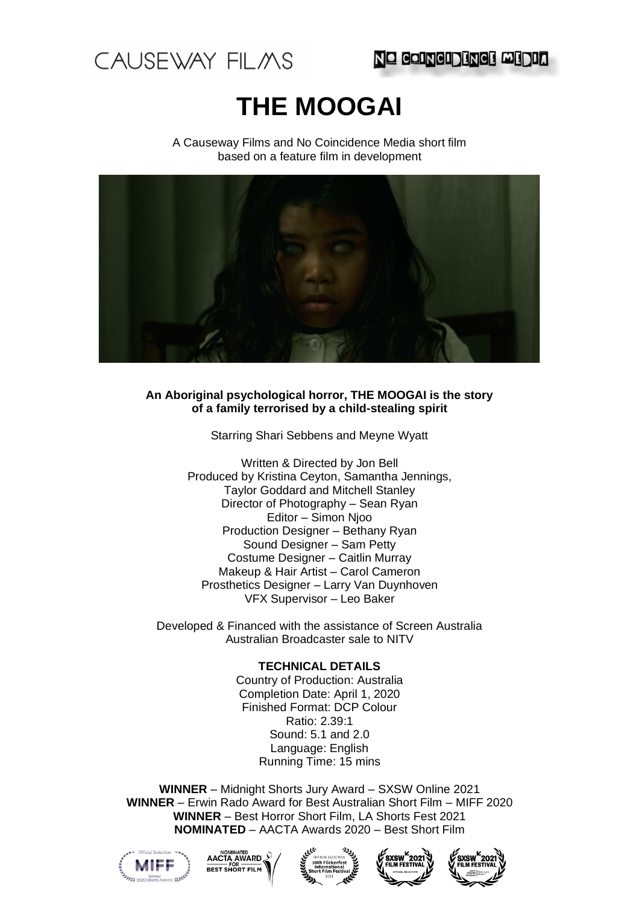CAUSEWAY FILMS

NO COINCIDENCE MEDIA

# THE MOOGAI

A Causeway Films and No Coincidence Media short film
based on a feature film in development

**An Aboriginal psychological horror, THE MOOGAI is the story of a family terrorised by a child-stealing spirit**

Starring Shari Sebbens and Meyne Wyatt

Written & Directed by Jon Bell
Produced by Kristina Ceyton, Samantha Jennings, Taylor Goddard and Mitchell Stanley
Director of Photography – Sean Ryan
Editor – Simon Njoo
Production Designer – Bethany Ryan
Sound Designer – Sam Petty
Costume Designer – Caitlin Murray
Makeup & Hair Artist – Carol Cameron
Prosthetics Designer – Larry Van Duynhoven
VFX Supervisor – Leo Baker

Developed & Financed with the assistance of Screen Australia
Australian Broadcaster sale to NITV

**TECHNICAL DETAILS**

Country of Production: Australia
Completion Date: April 1, 2020
Finished Format: DCP Colour
Ratio: 2.39:1
Sound: 5.1 and 2.0
Language: English
Running Time: 15 mins

**WINNER** – Midnight Shorts Jury Award – SXSW Online 2021
**WINNER** – Erwin Rado Award for Best Australian Short Film – MIFF 2020
**WINNER** – Best Horror Short Film, LA Shorts Fest 2021
**NOMINATED** – AACTA Awards 2020 – Best Short Film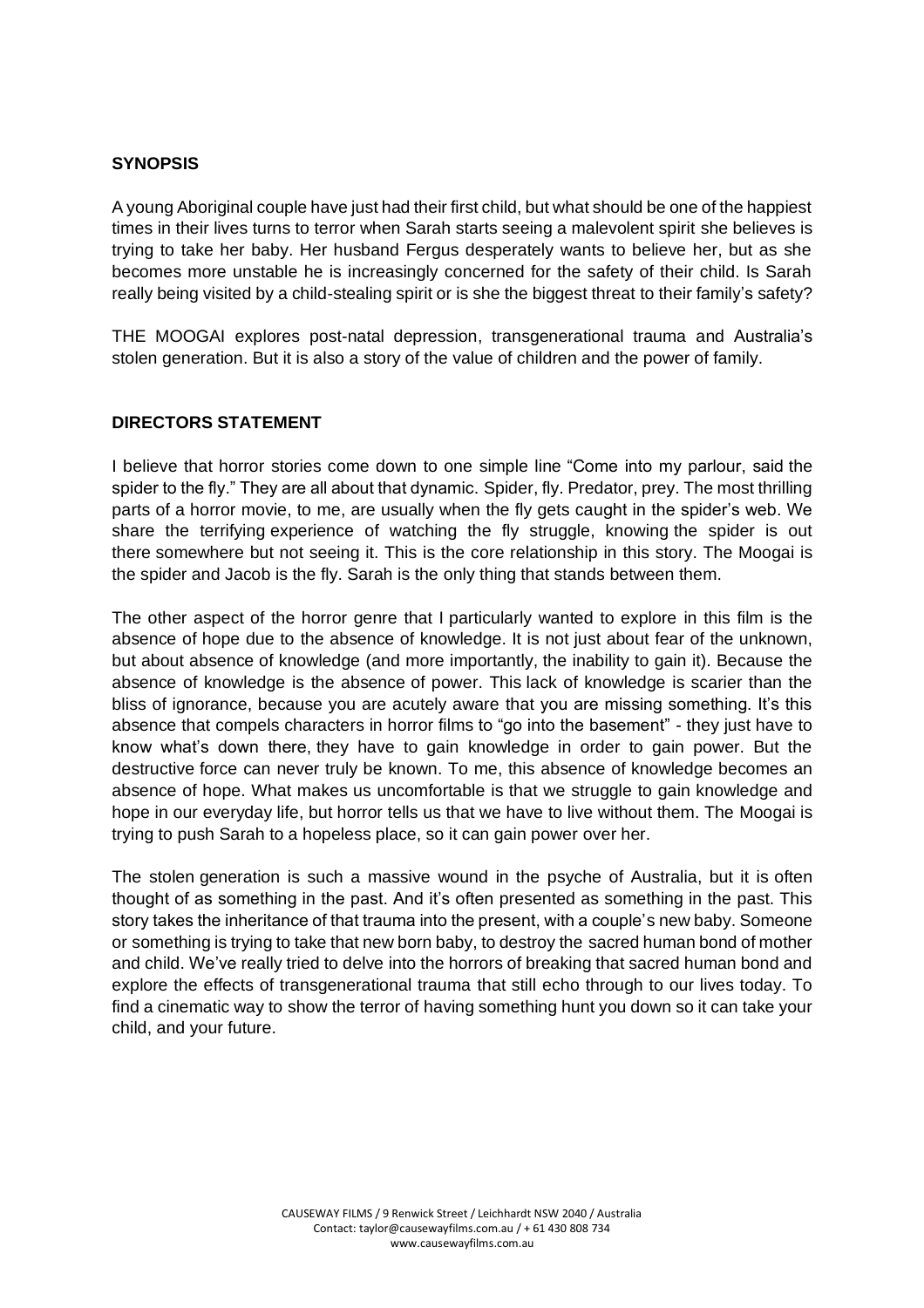## SYNOPSIS

A young Aboriginal couple have just had their first child, but what should be one of the happiest times in their lives turns to terror when Sarah starts seeing a malevolent spirit she believes is trying to take her baby. Her husband Fergus desperately wants to believe her, but as she becomes more unstable he is increasingly concerned for the safety of their child. Is Sarah really being visited by a child-stealing spirit or is she the biggest threat to their family's safety?

THE MOOGAI explores post-natal depression, transgenerational trauma and Australia's stolen generation. But it is also a story of the value of children and the power of family.

## DIRECTORS STATEMENT

I believe that horror stories come down to one simple line "Come into my parlour, said the spider to the fly." They are all about that dynamic. Spider, fly. Predator, prey. The most thrilling parts of a horror movie, to me, are usually when the fly gets caught in the spider's web. We share the terrifying experience of watching the fly struggle, knowing the spider is out there somewhere but not seeing it. This is the core relationship in this story. The Moogai is the spider and Jacob is the fly. Sarah is the only thing that stands between them.

The other aspect of the horror genre that I particularly wanted to explore in this film is the absence of hope due to the absence of knowledge. It is not just about fear of the unknown, but about absence of knowledge (and more importantly, the inability to gain it). Because the absence of knowledge is the absence of power. This lack of knowledge is scarier than the bliss of ignorance, because you are acutely aware that you are missing something. It's this absence that compels characters in horror films to "go into the basement" - they just have to know what's down there, they have to gain knowledge in order to gain power. But the destructive force can never truly be known. To me, this absence of knowledge becomes an absence of hope. What makes us uncomfortable is that we struggle to gain knowledge and hope in our everyday life, but horror tells us that we have to live without them. The Moogai is trying to push Sarah to a hopeless place, so it can gain power over her.

The stolen generation is such a massive wound in the psyche of Australia, but it is often thought of as something in the past. And it's often presented as something in the past. This story takes the inheritance of that trauma into the present, with a couple's new baby. Someone or something is trying to take that new born baby, to destroy the sacred human bond of mother and child. We've really tried to delve into the horrors of breaking that sacred human bond and explore the effects of transgenerational trauma that still echo through to our lives today. To find a cinematic way to show the terror of having something hunt you down so it can take your child, and your future.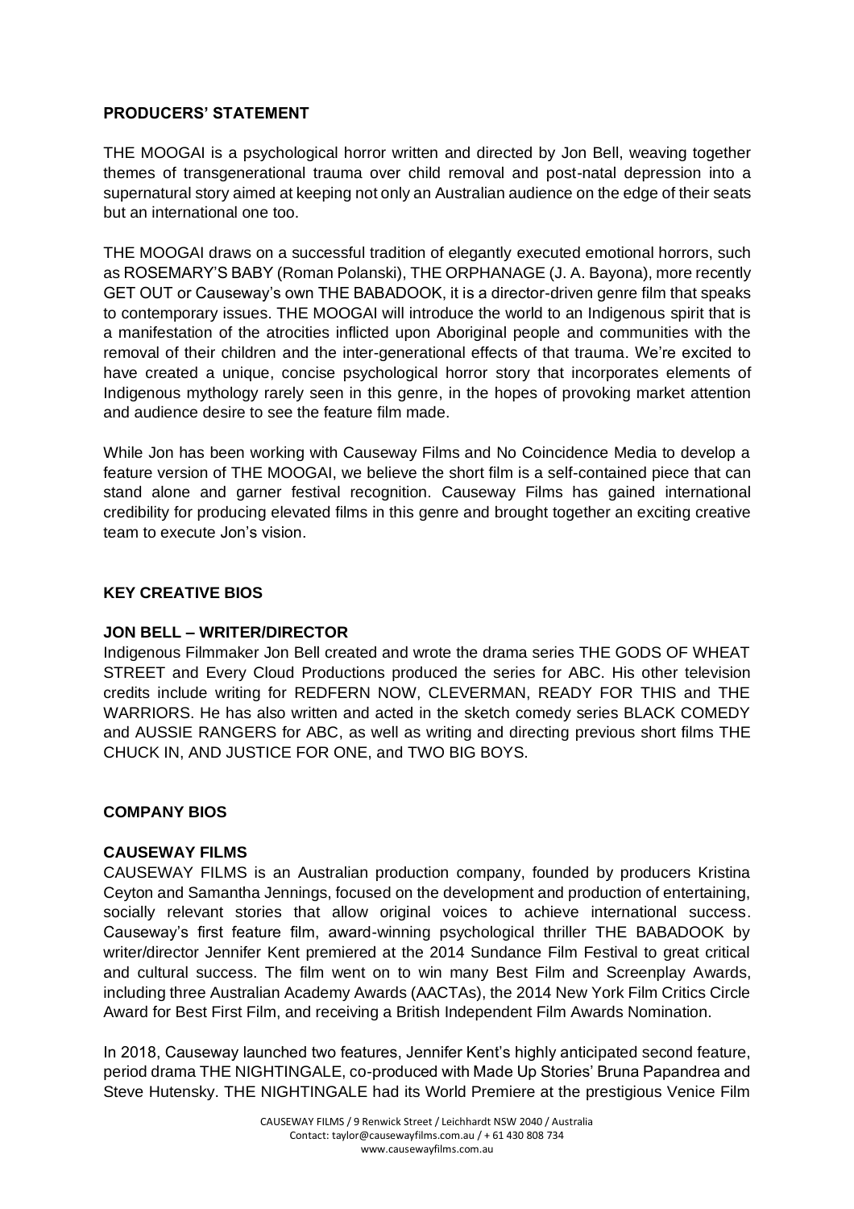## PRODUCERS' STATEMENT

THE MOOGAI is a psychological horror written and directed by Jon Bell, weaving together themes of transgenerational trauma over child removal and post-natal depression into a supernatural story aimed at keeping not only an Australian audience on the edge of their seats but an international one too.

THE MOOGAI draws on a successful tradition of elegantly executed emotional horrors, such as ROSEMARY'S BABY (Roman Polanski), THE ORPHANAGE (J. A. Bayona), more recently GET OUT or Causeway's own THE BABADOOK, it is a director-driven genre film that speaks to contemporary issues. THE MOOGAI will introduce the world to an Indigenous spirit that is a manifestation of the atrocities inflicted upon Aboriginal people and communities with the removal of their children and the inter-generational effects of that trauma. We're excited to have created a unique, concise psychological horror story that incorporates elements of Indigenous mythology rarely seen in this genre, in the hopes of provoking market attention and audience desire to see the feature film made.

While Jon has been working with Causeway Films and No Coincidence Media to develop a feature version of THE MOOGAI, we believe the short film is a self-contained piece that can stand alone and garner festival recognition. Causeway Films has gained international credibility for producing elevated films in this genre and brought together an exciting creative team to execute Jon's vision.

## KEY CREATIVE BIOS

### JON BELL – WRITER/DIRECTOR

Indigenous Filmmaker Jon Bell created and wrote the drama series THE GODS OF WHEAT STREET and Every Cloud Productions produced the series for ABC. His other television credits include writing for REDFERN NOW, CLEVERMAN, READY FOR THIS and THE WARRIORS. He has also written and acted in the sketch comedy series BLACK COMEDY and AUSSIE RANGERS for ABC, as well as writing and directing previous short films THE CHUCK IN, AND JUSTICE FOR ONE, and TWO BIG BOYS.

## COMPANY BIOS

### CAUSEWAY FILMS

CAUSEWAY FILMS is an Australian production company, founded by producers Kristina Ceyton and Samantha Jennings, focused on the development and production of entertaining, socially relevant stories that allow original voices to achieve international success. Causeway's first feature film, award-winning psychological thriller THE BABADOOK by writer/director Jennifer Kent premiered at the 2014 Sundance Film Festival to great critical and cultural success. The film went on to win many Best Film and Screenplay Awards, including three Australian Academy Awards (AACTAs), the 2014 New York Film Critics Circle Award for Best First Film, and receiving a British Independent Film Awards Nomination.

In 2018, Causeway launched two features, Jennifer Kent's highly anticipated second feature, period drama THE NIGHTINGALE, co-produced with Made Up Stories' Bruna Papandrea and Steve Hutensky. THE NIGHTINGALE had its World Premiere at the prestigious Venice Film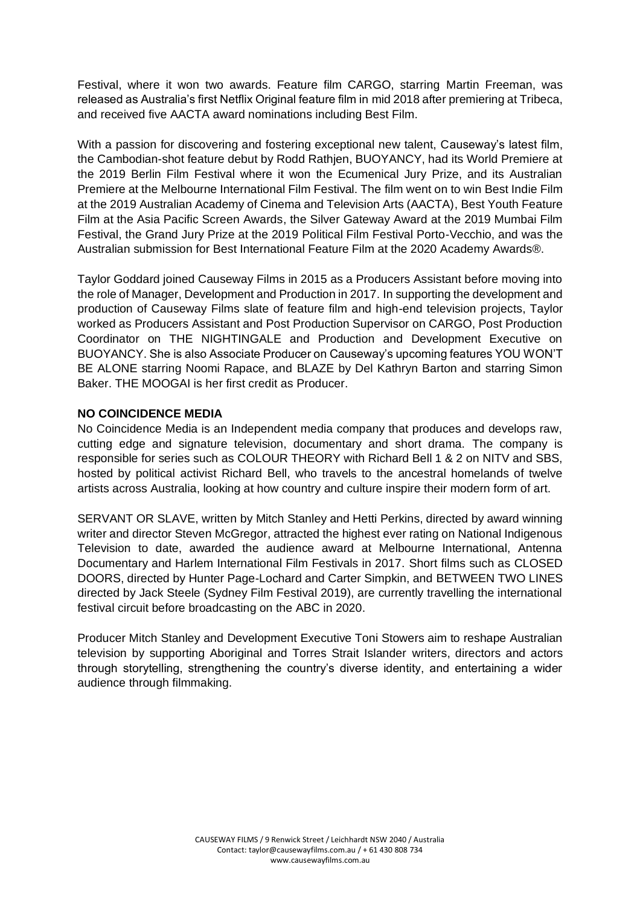Festival, where it won two awards. Feature film CARGO, starring Martin Freeman, was released as Australia's first Netflix Original feature film in mid 2018 after premiering at Tribeca, and received five AACTA award nominations including Best Film.

With a passion for discovering and fostering exceptional new talent, Causeway's latest film, the Cambodian-shot feature debut by Rodd Rathjen, BUOYANCY, had its World Premiere at the 2019 Berlin Film Festival where it won the Ecumenical Jury Prize, and its Australian Premiere at the Melbourne International Film Festival. The film went on to win Best Indie Film at the 2019 Australian Academy of Cinema and Television Arts (AACTA), Best Youth Feature Film at the Asia Pacific Screen Awards, the Silver Gateway Award at the 2019 Mumbai Film Festival, the Grand Jury Prize at the 2019 Political Film Festival Porto-Vecchio, and was the Australian submission for Best International Feature Film at the 2020 Academy Awards®.

Taylor Goddard joined Causeway Films in 2015 as a Producers Assistant before moving into the role of Manager, Development and Production in 2017. In supporting the development and production of Causeway Films slate of feature film and high-end television projects, Taylor worked as Producers Assistant and Post Production Supervisor on CARGO, Post Production Coordinator on THE NIGHTINGALE and Production and Development Executive on BUOYANCY. She is also Associate Producer on Causeway's upcoming features YOU WON'T BE ALONE starring Noomi Rapace, and BLAZE by Del Kathryn Barton and starring Simon Baker. THE MOOGAI is her first credit as Producer.

**NO COINCIDENCE MEDIA**

No Coincidence Media is an Independent media company that produces and develops raw, cutting edge and signature television, documentary and short drama. The company is responsible for series such as COLOUR THEORY with Richard Bell 1 & 2 on NITV and SBS, hosted by political activist Richard Bell, who travels to the ancestral homelands of twelve artists across Australia, looking at how country and culture inspire their modern form of art.

SERVANT OR SLAVE, written by Mitch Stanley and Hetti Perkins, directed by award winning writer and director Steven McGregor, attracted the highest ever rating on National Indigenous Television to date, awarded the audience award at Melbourne International, Antenna Documentary and Harlem International Film Festivals in 2017. Short films such as CLOSED DOORS, directed by Hunter Page-Lochard and Carter Simpkin, and BETWEEN TWO LINES directed by Jack Steele (Sydney Film Festival 2019), are currently travelling the international festival circuit before broadcasting on the ABC in 2020.

Producer Mitch Stanley and Development Executive Toni Stowers aim to reshape Australian television by supporting Aboriginal and Torres Strait Islander writers, directors and actors through storytelling, strengthening the country's diverse identity, and entertaining a wider audience through filmmaking.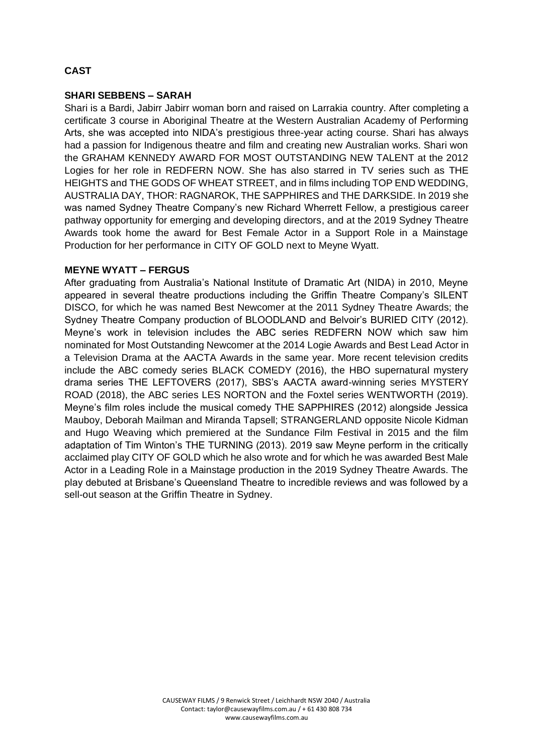## CAST

### SHARI SEBBENS – SARAH

Shari is a Bardi, Jabirr Jabirr woman born and raised on Larrakia country. After completing a certificate 3 course in Aboriginal Theatre at the Western Australian Academy of Performing Arts, she was accepted into NIDA's prestigious three-year acting course. Shari has always had a passion for Indigenous theatre and film and creating new Australian works. Shari won the GRAHAM KENNEDY AWARD FOR MOST OUTSTANDING NEW TALENT at the 2012 Logies for her role in REDFERN NOW. She has also starred in TV series such as THE HEIGHTS and THE GODS OF WHEAT STREET, and in films including TOP END WEDDING, AUSTRALIA DAY, THOR: RAGNAROK, THE SAPPHIRES and THE DARKSIDE. In 2019 she was named Sydney Theatre Company's new Richard Wherrett Fellow, a prestigious career pathway opportunity for emerging and developing directors, and at the 2019 Sydney Theatre Awards took home the award for Best Female Actor in a Support Role in a Mainstage Production for her performance in CITY OF GOLD next to Meyne Wyatt.

### MEYNE WYATT – FERGUS

After graduating from Australia's National Institute of Dramatic Art (NIDA) in 2010, Meyne appeared in several theatre productions including the Griffin Theatre Company's SILENT DISCO, for which he was named Best Newcomer at the 2011 Sydney Theatre Awards; the Sydney Theatre Company production of BLOODLAND and Belvoir's BURIED CITY (2012). Meyne's work in television includes the ABC series REDFERN NOW which saw him nominated for Most Outstanding Newcomer at the 2014 Logie Awards and Best Lead Actor in a Television Drama at the AACTA Awards in the same year. More recent television credits include the ABC comedy series BLACK COMEDY (2016), the HBO supernatural mystery drama series THE LEFTOVERS (2017), SBS's AACTA award-winning series MYSTERY ROAD (2018), the ABC series LES NORTON and the Foxtel series WENTWORTH (2019). Meyne's film roles include the musical comedy THE SAPPHIRES (2012) alongside Jessica Mauboy, Deborah Mailman and Miranda Tapsell; STRANGERLAND opposite Nicole Kidman and Hugo Weaving which premiered at the Sundance Film Festival in 2015 and the film adaptation of Tim Winton's THE TURNING (2013). 2019 saw Meyne perform in the critically acclaimed play CITY OF GOLD which he also wrote and for which he was awarded Best Male Actor in a Leading Role in a Mainstage production in the 2019 Sydney Theatre Awards. The play debuted at Brisbane's Queensland Theatre to incredible reviews and was followed by a sell-out season at the Griffin Theatre in Sydney.